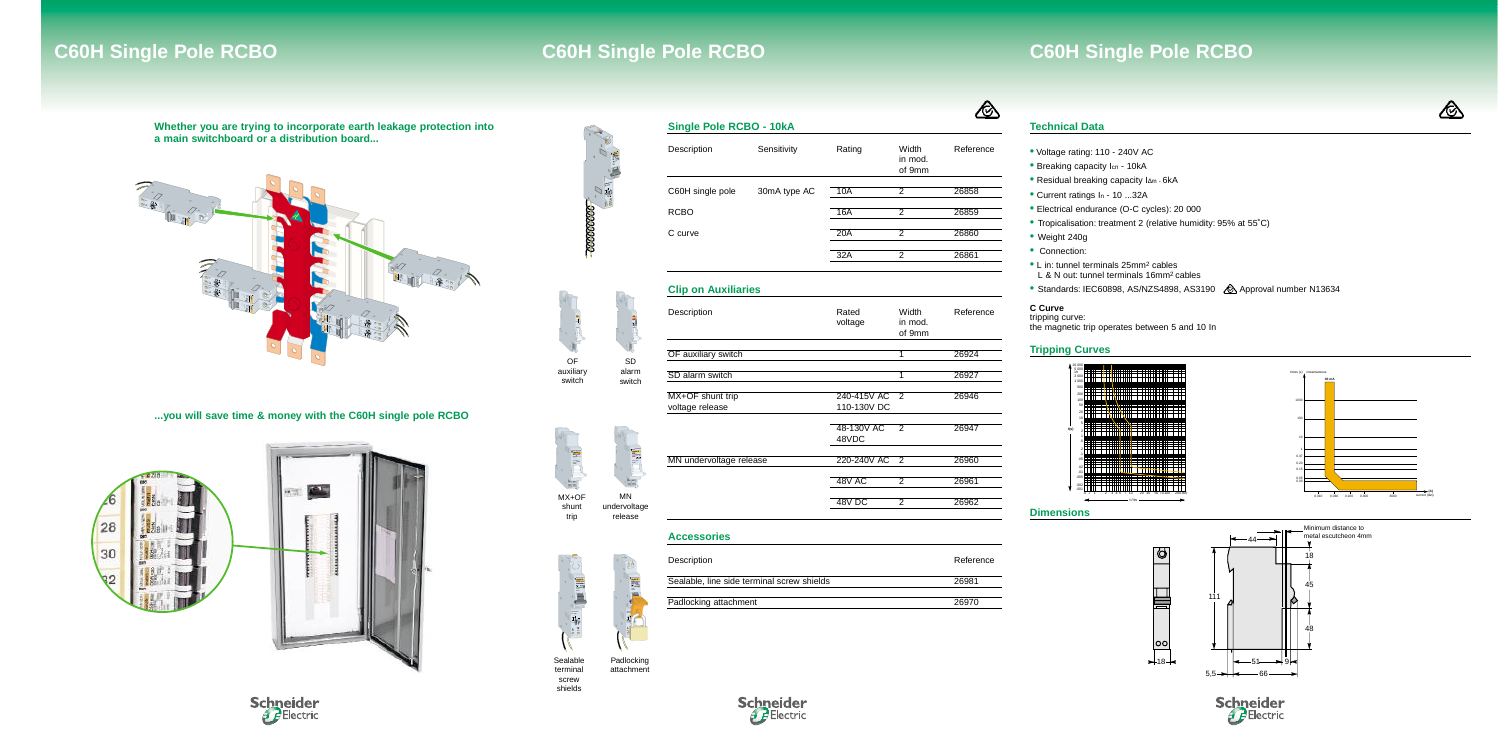# C60H Single Pole RCBO

**Whether you are trying to incorporate earth leakage protection into a main switchboard or a distribution board...**

**...you will save time & money with the C60H single pole RCBO**

## Single Pole RCBO - 10kA

| Description | Sensitivity | Rating | Width in mod. of 9mm | Reference |
|---|---|---|---|---|
| C60H single pole | 30mA type AC | 10A | 2 | 26858 |
| RCBO | | 16A | 2 | 26859 |
| C curve | | 20A | 2 | 26860 |
| | | 32A | 2 | 26861 |

## Clip on Auxiliaries

| Description | Rated voltage | Width in mod. of 9mm | Reference |
|---|---|---|---|
| OF auxiliary switch | | 1 | 26924 |
| SD alarm switch | | 1 | 26927 |
| MX+OF shunt trip voltage release | 240-415V AC 110-130V DC | 2 | 26946 |
| | 48-130V AC 48VDC | 2 | 26947 |
| MN undervoltage release | 220-240V AC | 2 | 26960 |
| | 48V AC | 2 | 26961 |
| | 48V DC | 2 | 26962 |

OF auxiliary switch

SD alarm switch

MX+OF shunt trip

MN undervoltage release

## Accessories

| Description | Reference |
|---|---|
| Sealable, line side terminal screw shields | 26981 |
| Padlocking attachment | 26970 |

Sealable terminal screw shields

Padlocking attachment

## Technical Data

- Voltage rating: 110 - 240V AC
- Breaking capacity $I_{cn}$ - 10kA
- Residual breaking capacity $I_{\Delta m}$ - 6kA
- Current ratings $I_n$ - 10 ...32A
- Electrical endurance (O-C cycles): 20 000
- Tropicalisation: treatment 2 (relative humidity: 95% at 55˚C)
- Weight 240g
- Connection:
- L in: tunnel terminals 25mm² cables
  L & N out: tunnel terminals 16mm² cables
- Standards: IEC60898, AS/NZS4898, AS3190 Approval number N13634

**C Curve**
tripping curve:
the magnetic trip operates between 5 and 10 In

## Tripping Curves

## Dimensions

Minimum distance to metal escutcheon 4mm

44, 18, 45, 111, 48, 18, 51, 9, 5,5, 66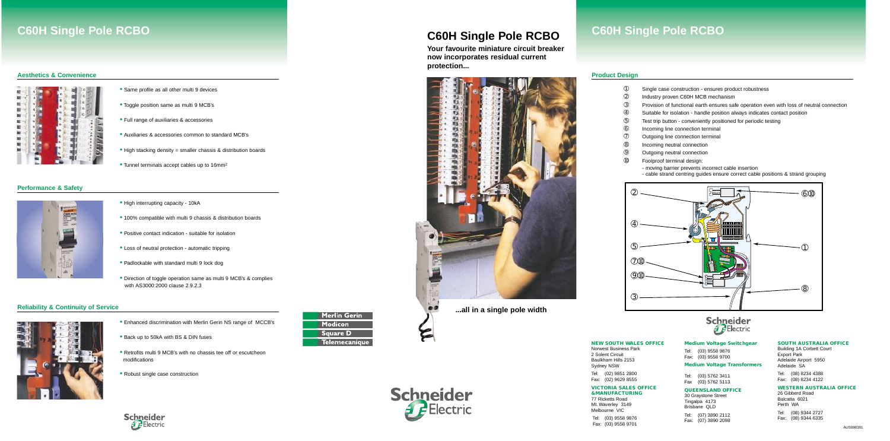# C60H Single Pole RCBO

## Aesthetics & Convenience

- Same profile as all other multi 9 devices
- Toggle position same as multi 9 MCB's
- Full range of auxiliaries & accessories
- Auxiliaries & accessories common to standard MCB's
- High stacking density = smaller chassis & distribution boards
- Tunnel terminals accept cables up to 16mm²

## Performance & Safety

- High interrupting capacity - 10kA
- 100% compatible with multi 9 chassis & distribution boards
- Positive contact indication - suitable for isolation
- Loss of neutral protection - automatic tripping
- Padlockable with standard multi 9 lock dog
- Direction of toggle operation same as multi 9 MCB's & complies with AS3000:2000 clause 2.9.2.3

## Reliability & Continuity of Service

- Enhanced discrimination with Merlin Gerin NS range of MCCB's
- Back up to 50kA with BS & DIN fuses
- Retrofits multi 9 MCB's with no chassis tee off or escutcheon modifications
- Robust single case construction

Merlin Gerin
Modicon
Square D
Telemecanique

# C60H Single Pole RCBO

**Your favourite miniature circuit breaker now incorporates residual current protection...**

**...all in a single pole width**

# C60H Single Pole RCBO

## Product Design

① Single case construction - ensures product robustness
② Industry proven C60H MCB mechanism
③ Provision of functional earth ensures safe operation even with loss of neutral connection
④ Suitable for isolation - handle position always indicates contact position
⑤ Test trip button - conveniently positioned for periodic testing
⑥ Incoming line connection terminal
⑦ Outgoing line connection terminal
⑧ Incoming neutral connection
⑨ Outgoing neutral connection
⑩ Foolproof terminal design:
- moving barrier prevents incorrect cable insertion
- cable strand centring guides ensure correct cable positions & strand grouping

②
④
⑤
⑦⑩
⑨⑩
③
⑥⑩
①
⑧

Schneider Electric

**NEW SOUTH WALES OFFICE**
Norwest Business Park
2 Solent Circuit
Baulkham Hills 2153
Sydney NSW
Tel: (02) 9851 2800
Fax: (02) 9629 8555

**VICTORIA SALES OFFICE &MANUFACTURING**
77 Ricketts Road
Mt. Waverley 3149
Melbourne VIC
Tel: (03) 9558 9876
Fax: (03) 9558 9701

**Medium Voltage Switchgear**
Tel: (03) 9558 9876
Fax: (03) 9558 9700

**Medium Voltage Transformers**
Tel: (03) 5762 3411
Fax (03) 5762 5113

**QUEENSLAND OFFICE**
30 Graystone Street
Tingalpa 4173
Brisbane QLD
Tel: (07) 3890 2112
Fax: (07) 3890 2098

**SOUTH AUSTRALIA OFFICE**
Building 1A Corbett Court
Export Park
Adelaide Airport 5950
Adelaide SA
Tel: (08) 8234 4388
Fax: (08) 8234 4122

**WESTERN AUSTRALIA OFFICE**
26 Gibberd Road
Balcatta 6021
Perth WA
Tel: (08) 9344 2727
Fax: (08) 9344 6335

AUS990301